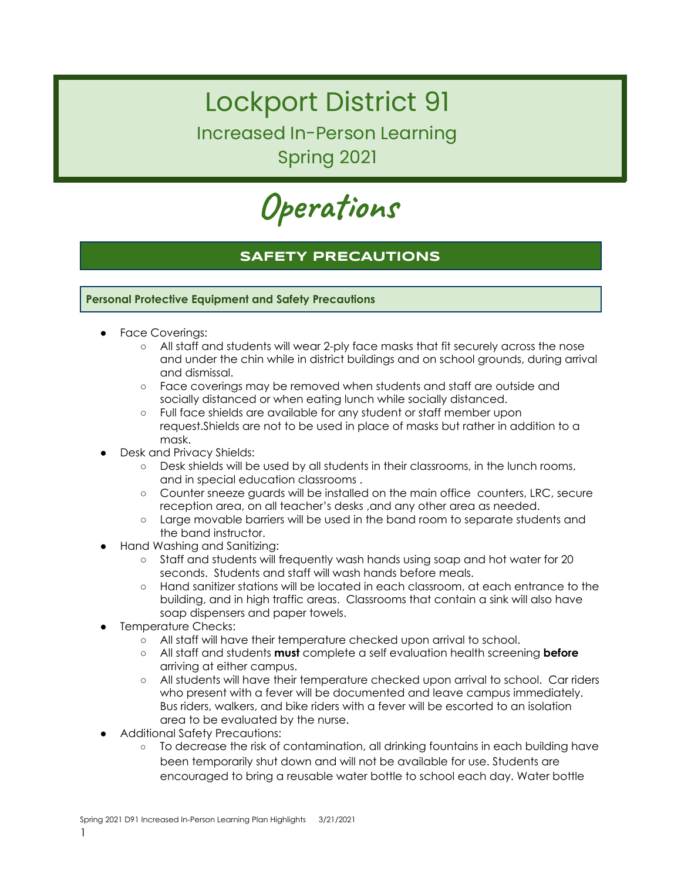# Lockport District 91

## Increased In-Person Learning

## Spring 2021

# Operations

## SAFETY PRECAUTIONS

### Personal Protective Equipment and Safety Precautions

- Face Coverings:
  - All staff and students will wear 2-ply face masks that fit securely across the nose and under the chin while in district buildings and on school grounds, during arrival and dismissal.
  - Face coverings may be removed when students and staff are outside and socially distanced or when eating lunch while socially distanced.
  - Full face shields are available for any student or staff member upon request.Shields are not to be used in place of masks but rather in addition to a mask.
- Desk and Privacy Shields:
  - Desk shields will be used by all students in their classrooms, in the lunch rooms, and in special education classrooms .
  - Counter sneeze guards will be installed on the main office counters, LRC, secure reception area, on all teacher's desks ,and any other area as needed.
  - Large movable barriers will be used in the band room to separate students and the band instructor.
- Hand Washing and Sanitizing:
  - Staff and students will frequently wash hands using soap and hot water for 20 seconds. Students and staff will wash hands before meals.
  - Hand sanitizer stations will be located in each classroom, at each entrance to the building, and in high traffic areas. Classrooms that contain a sink will also have soap dispensers and paper towels.
- Temperature Checks:
  - All staff will have their temperature checked upon arrival to school.
  - All staff and students **must** complete a self evaluation health screening **before** arriving at either campus.
  - All students will have their temperature checked upon arrival to school. Car riders who present with a fever will be documented and leave campus immediately. Bus riders, walkers, and bike riders with a fever will be escorted to an isolation area to be evaluated by the nurse.
- Additional Safety Precautions:
  - To decrease the risk of contamination, all drinking fountains in each building have been temporarily shut down and will not be available for use. Students are encouraged to bring a reusable water bottle to school each day. Water bottle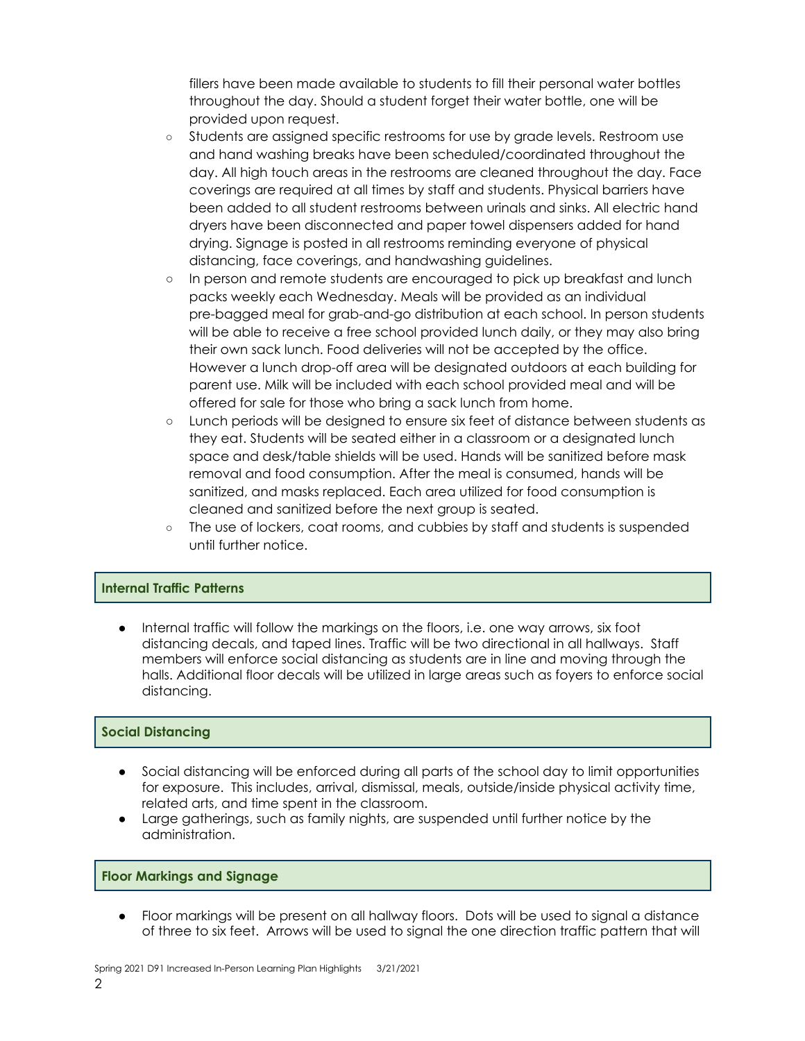fillers have been made available to students to fill their personal water bottles throughout the day. Should a student forget their water bottle, one will be provided upon request.

  - Students are assigned specific restrooms for use by grade levels. Restroom use and hand washing breaks have been scheduled/coordinated throughout the day. All high touch areas in the restrooms are cleaned throughout the day. Face coverings are required at all times by staff and students. Physical barriers have been added to all student restrooms between urinals and sinks. All electric hand dryers have been disconnected and paper towel dispensers added for hand drying. Signage is posted in all restrooms reminding everyone of physical distancing, face coverings, and handwashing guidelines.
  - In person and remote students are encouraged to pick up breakfast and lunch packs weekly each Wednesday. Meals will be provided as an individual pre-bagged meal for grab-and-go distribution at each school. In person students will be able to receive a free school provided lunch daily, or they may also bring their own sack lunch. Food deliveries will not be accepted by the office. However a lunch drop-off area will be designated outdoors at each building for parent use. Milk will be included with each school provided meal and will be offered for sale for those who bring a sack lunch from home.
  - Lunch periods will be designed to ensure six feet of distance between students as they eat. Students will be seated either in a classroom or a designated lunch space and desk/table shields will be used. Hands will be sanitized before mask removal and food consumption. After the meal is consumed, hands will be sanitized, and masks replaced. Each area utilized for food consumption is cleaned and sanitized before the next group is seated.
  - The use of lockers, coat rooms, and cubbies by staff and students is suspended until further notice.

### Internal Traffic Patterns

- Internal traffic will follow the markings on the floors, i.e. one way arrows, six foot distancing decals, and taped lines. Traffic will be two directional in all hallways. Staff members will enforce social distancing as students are in line and moving through the halls. Additional floor decals will be utilized in large areas such as foyers to enforce social distancing.

### Social Distancing

- Social distancing will be enforced during all parts of the school day to limit opportunities for exposure. This includes, arrival, dismissal, meals, outside/inside physical activity time, related arts, and time spent in the classroom.
- Large gatherings, such as family nights, are suspended until further notice by the administration.

### Floor Markings and Signage

- Floor markings will be present on all hallway floors. Dots will be used to signal a distance of three to six feet. Arrows will be used to signal the one direction traffic pattern that will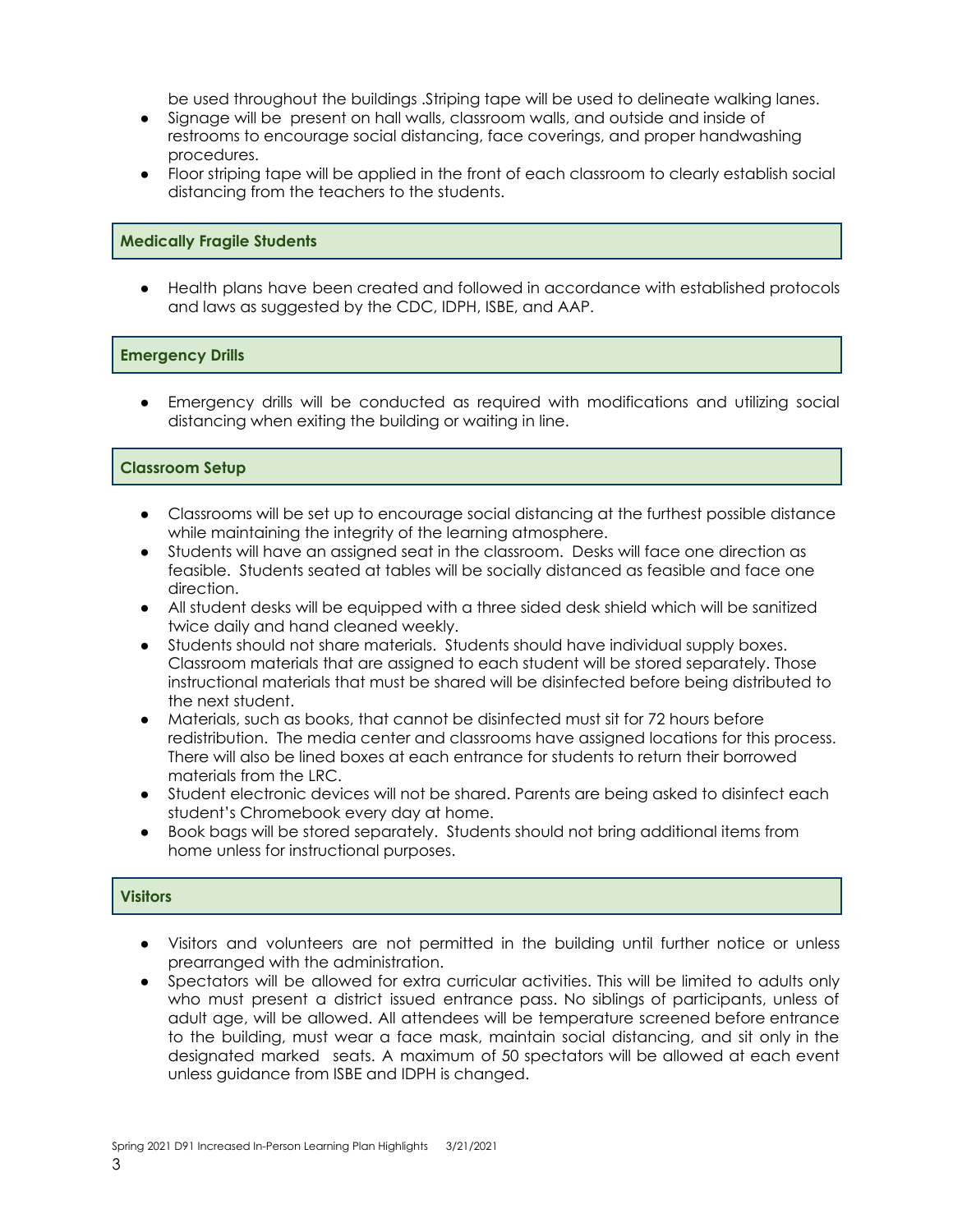be used throughout the buildings .Striping tape will be used to delineate walking lanes.

- Signage will be present on hall walls, classroom walls, and outside and inside of restrooms to encourage social distancing, face coverings, and proper handwashing procedures.
- Floor striping tape will be applied in the front of each classroom to clearly establish social distancing from the teachers to the students.

## Medically Fragile Students

- Health plans have been created and followed in accordance with established protocols and laws as suggested by the CDC, IDPH, ISBE, and AAP.

## Emergency Drills

- Emergency drills will be conducted as required with modifications and utilizing social distancing when exiting the building or waiting in line.

## Classroom Setup

- Classrooms will be set up to encourage social distancing at the furthest possible distance while maintaining the integrity of the learning atmosphere.
- Students will have an assigned seat in the classroom. Desks will face one direction as feasible. Students seated at tables will be socially distanced as feasible and face one direction.
- All student desks will be equipped with a three sided desk shield which will be sanitized twice daily and hand cleaned weekly.
- Students should not share materials. Students should have individual supply boxes. Classroom materials that are assigned to each student will be stored separately. Those instructional materials that must be shared will be disinfected before being distributed to the next student.
- Materials, such as books, that cannot be disinfected must sit for 72 hours before redistribution. The media center and classrooms have assigned locations for this process. There will also be lined boxes at each entrance for students to return their borrowed materials from the LRC.
- Student electronic devices will not be shared. Parents are being asked to disinfect each student's Chromebook every day at home.
- Book bags will be stored separately. Students should not bring additional items from home unless for instructional purposes.

## Visitors

- Visitors and volunteers are not permitted in the building until further notice or unless prearranged with the administration.
- Spectators will be allowed for extra curricular activities. This will be limited to adults only who must present a district issued entrance pass. No siblings of participants, unless of adult age, will be allowed. All attendees will be temperature screened before entrance to the building, must wear a face mask, maintain social distancing, and sit only in the designated marked seats. A maximum of 50 spectators will be allowed at each event unless guidance from ISBE and IDPH is changed.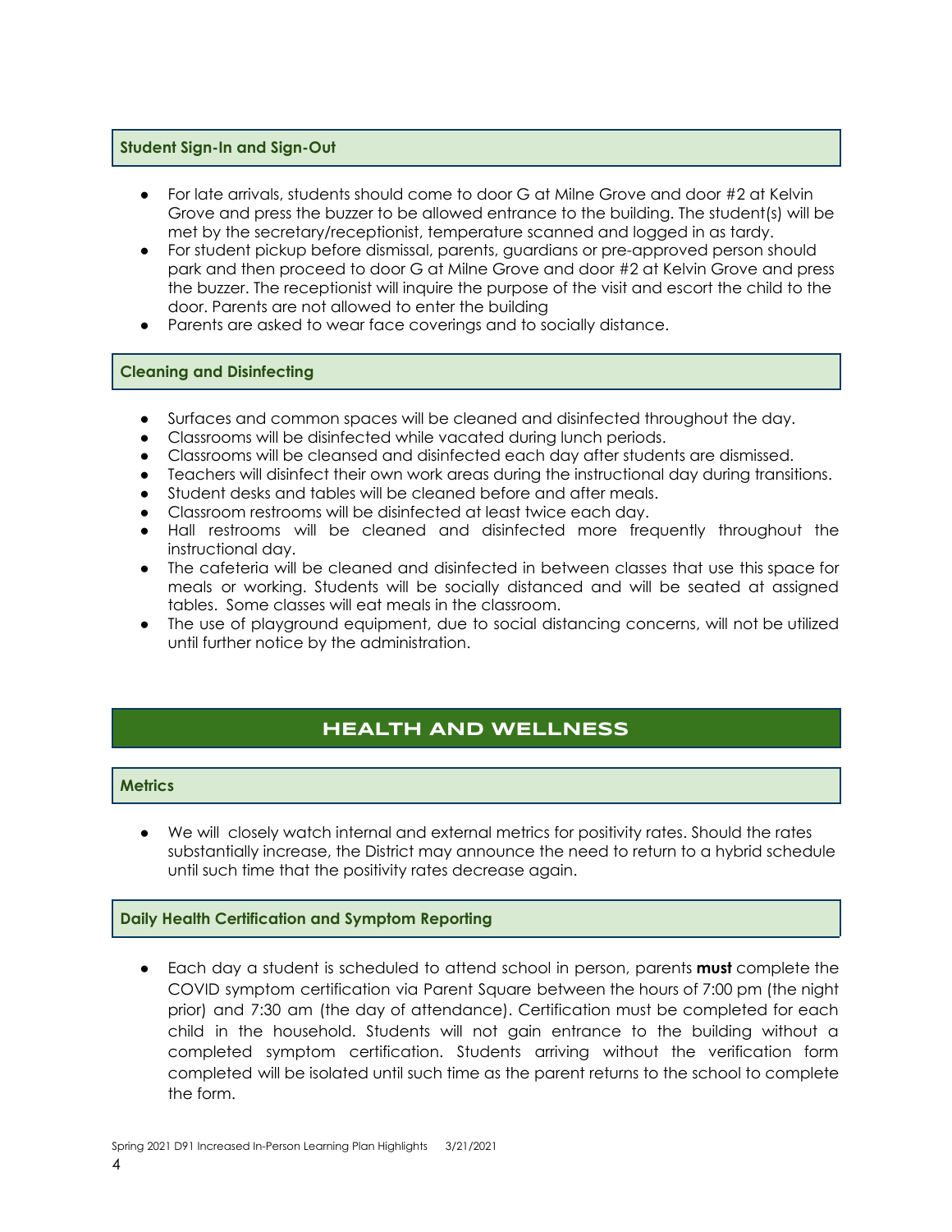### Student Sign-In and Sign-Out

- For late arrivals, students should come to door G at Milne Grove and door #2 at Kelvin Grove and press the buzzer to be allowed entrance to the building. The student(s) will be met by the secretary/receptionist, temperature scanned and logged in as tardy.
- For student pickup before dismissal, parents, guardians or pre-approved person should park and then proceed to door G at Milne Grove and door #2 at Kelvin Grove and press the buzzer. The receptionist will inquire the purpose of the visit and escort the child to the door. Parents are not allowed to enter the building
- Parents are asked to wear face coverings and to socially distance.

### Cleaning and Disinfecting

- Surfaces and common spaces will be cleaned and disinfected throughout the day.
- Classrooms will be disinfected while vacated during lunch periods.
- Classrooms will be cleansed and disinfected each day after students are dismissed.
- Teachers will disinfect their own work areas during the instructional day during transitions.
- Student desks and tables will be cleaned before and after meals.
- Classroom restrooms will be disinfected at least twice each day.
- Hall restrooms will be cleaned and disinfected more frequently throughout the instructional day.
- The cafeteria will be cleaned and disinfected in between classes that use this space for meals or working. Students will be socially distanced and will be seated at assigned tables. Some classes will eat meals in the classroom.
- The use of playground equipment, due to social distancing concerns, will not be utilized until further notice by the administration.

## HEALTH AND WELLNESS

### Metrics

- We will closely watch internal and external metrics for positivity rates. Should the rates substantially increase, the District may announce the need to return to a hybrid schedule until such time that the positivity rates decrease again.

### Daily Health Certification and Symptom Reporting

- Each day a student is scheduled to attend school in person, parents **must** complete the COVID symptom certification via Parent Square between the hours of 7:00 pm (the night prior) and 7:30 am (the day of attendance). Certification must be completed for each child in the household. Students will not gain entrance to the building without a completed symptom certification. Students arriving without the verification form completed will be isolated until such time as the parent returns to the school to complete the form.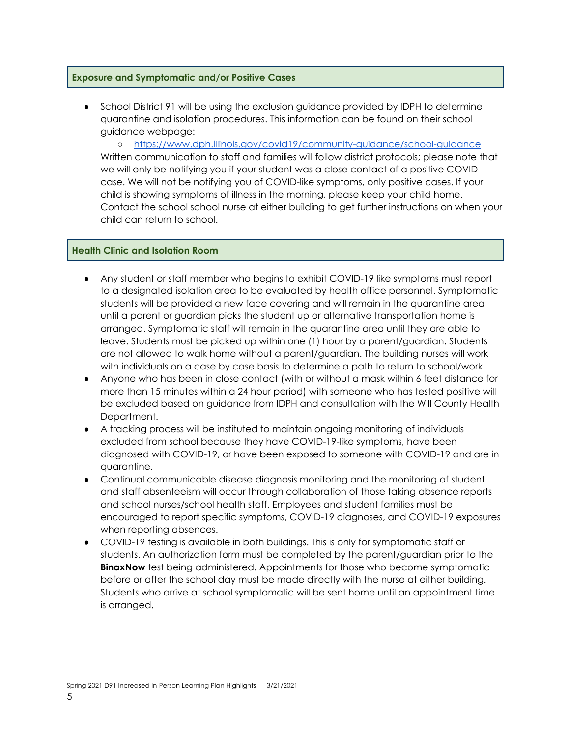### Exposure and Symptomatic and/or Positive Cases

- School District 91 will be using the exclusion guidance provided by IDPH to determine quarantine and isolation procedures. This information can be found on their school guidance webpage:
  - https://www.dph.illinois.gov/covid19/community-guidance/school-guidance

  Written communication to staff and families will follow district protocols; please note that we will only be notifying you if your student was a close contact of a positive COVID case. We will not be notifying you of COVID-like symptoms, only positive cases. If your child is showing symptoms of illness in the morning, please keep your child home. Contact the school school nurse at either building to get further instructions on when your child can return to school.

### Health Clinic and Isolation Room

- Any student or staff member who begins to exhibit COVID-19 like symptoms must report to a designated isolation area to be evaluated by health office personnel. Symptomatic students will be provided a new face covering and will remain in the quarantine area until a parent or guardian picks the student up or alternative transportation home is arranged. Symptomatic staff will remain in the quarantine area until they are able to leave. Students must be picked up within one (1) hour by a parent/guardian. Students are not allowed to walk home without a parent/guardian. The building nurses will work with individuals on a case by case basis to determine a path to return to school/work.
- Anyone who has been in close contact (with or without a mask within 6 feet distance for more than 15 minutes within a 24 hour period) with someone who has tested positive will be excluded based on guidance from IDPH and consultation with the Will County Health Department.
- A tracking process will be instituted to maintain ongoing monitoring of individuals excluded from school because they have COVID-19-like symptoms, have been diagnosed with COVID-19, or have been exposed to someone with COVID-19 and are in quarantine.
- Continual communicable disease diagnosis monitoring and the monitoring of student and staff absenteeism will occur through collaboration of those taking absence reports and school nurses/school health staff. Employees and student families must be encouraged to report specific symptoms, COVID-19 diagnoses, and COVID-19 exposures when reporting absences.
- COVID-19 testing is available in both buildings. This is only for symptomatic staff or students. An authorization form must be completed by the parent/guardian prior to the **BinaxNow** test being administered. Appointments for those who become symptomatic before or after the school day must be made directly with the nurse at either building. Students who arrive at school symptomatic will be sent home until an appointment time is arranged.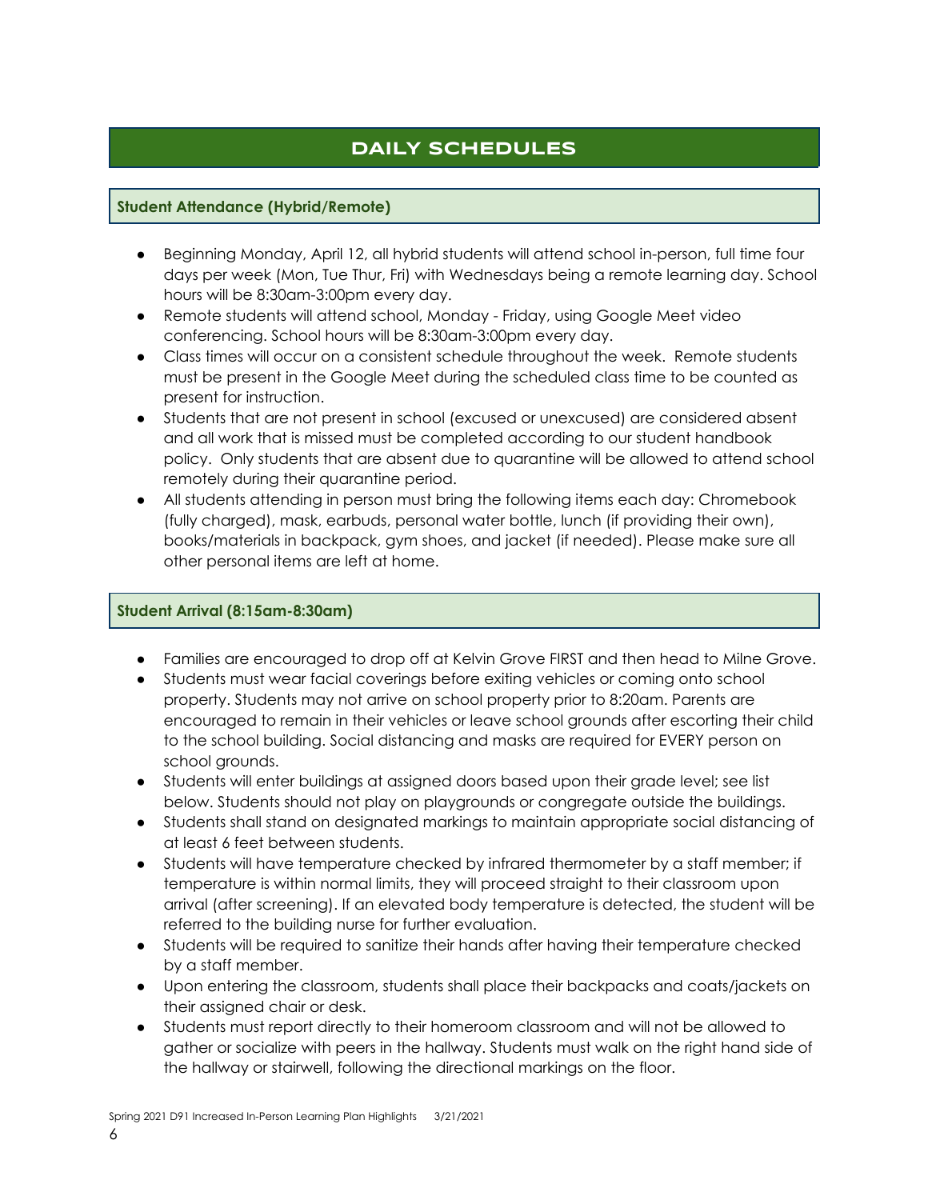## DAILY SCHEDULES

### Student Attendance (Hybrid/Remote)

- Beginning Monday, April 12, all hybrid students will attend school in-person, full time four days per week (Mon, Tue Thur, Fri) with Wednesdays being a remote learning day. School hours will be 8:30am-3:00pm every day.
- Remote students will attend school, Monday - Friday, using Google Meet video conferencing. School hours will be 8:30am-3:00pm every day.
- Class times will occur on a consistent schedule throughout the week. Remote students must be present in the Google Meet during the scheduled class time to be counted as present for instruction.
- Students that are not present in school (excused or unexcused) are considered absent and all work that is missed must be completed according to our student handbook policy. Only students that are absent due to quarantine will be allowed to attend school remotely during their quarantine period.
- All students attending in person must bring the following items each day: Chromebook (fully charged), mask, earbuds, personal water bottle, lunch (if providing their own), books/materials in backpack, gym shoes, and jacket (if needed). Please make sure all other personal items are left at home.

### Student Arrival (8:15am-8:30am)

- Families are encouraged to drop off at Kelvin Grove FIRST and then head to Milne Grove.
- Students must wear facial coverings before exiting vehicles or coming onto school property. Students may not arrive on school property prior to 8:20am. Parents are encouraged to remain in their vehicles or leave school grounds after escorting their child to the school building. Social distancing and masks are required for EVERY person on school grounds.
- Students will enter buildings at assigned doors based upon their grade level; see list below. Students should not play on playgrounds or congregate outside the buildings.
- Students shall stand on designated markings to maintain appropriate social distancing of at least 6 feet between students.
- Students will have temperature checked by infrared thermometer by a staff member; if temperature is within normal limits, they will proceed straight to their classroom upon arrival (after screening). If an elevated body temperature is detected, the student will be referred to the building nurse for further evaluation.
- Students will be required to sanitize their hands after having their temperature checked by a staff member.
- Upon entering the classroom, students shall place their backpacks and coats/jackets on their assigned chair or desk.
- Students must report directly to their homeroom classroom and will not be allowed to gather or socialize with peers in the hallway. Students must walk on the right hand side of the hallway or stairwell, following the directional markings on the floor.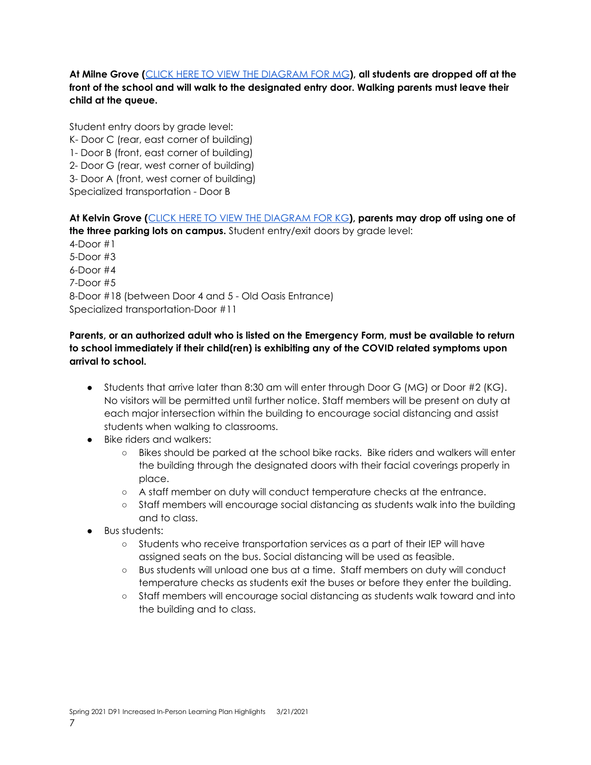**At Milne Grove (CLICK HERE TO VIEW THE DIAGRAM FOR MG), all students are dropped off at the front of the school and will walk to the designated entry door. Walking parents must leave their child at the queue.**

Student entry doors by grade level:
K- Door C (rear, east corner of building)
1- Door B (front, east corner of building)
2- Door G (rear, west corner of building)
3- Door A (front, west corner of building)
Specialized transportation - Door B

**At Kelvin Grove (CLICK HERE TO VIEW THE DIAGRAM FOR KG), parents may drop off using one of the three parking lots on campus.** Student entry/exit doors by grade level:
4-Door #1
5-Door #3
6-Door #4
7-Door #5
8-Door #18 (between Door 4 and 5 - Old Oasis Entrance)
Specialized transportation-Door #11

**Parents, or an authorized adult who is listed on the Emergency Form, must be available to return to school immediately if their child(ren) is exhibiting any of the COVID related symptoms upon arrival to school.**

- Students that arrive later than 8:30 am will enter through Door G (MG) or Door #2 (KG). No visitors will be permitted until further notice. Staff members will be present on duty at each major intersection within the building to encourage social distancing and assist students when walking to classrooms.
- Bike riders and walkers:
    - Bikes should be parked at the school bike racks. Bike riders and walkers will enter the building through the designated doors with their facial coverings properly in place.
    - A staff member on duty will conduct temperature checks at the entrance.
    - Staff members will encourage social distancing as students walk into the building and to class.
- Bus students:
    - Students who receive transportation services as a part of their IEP will have assigned seats on the bus. Social distancing will be used as feasible.
    - Bus students will unload one bus at a time. Staff members on duty will conduct temperature checks as students exit the buses or before they enter the building.
    - Staff members will encourage social distancing as students walk toward and into the building and to class.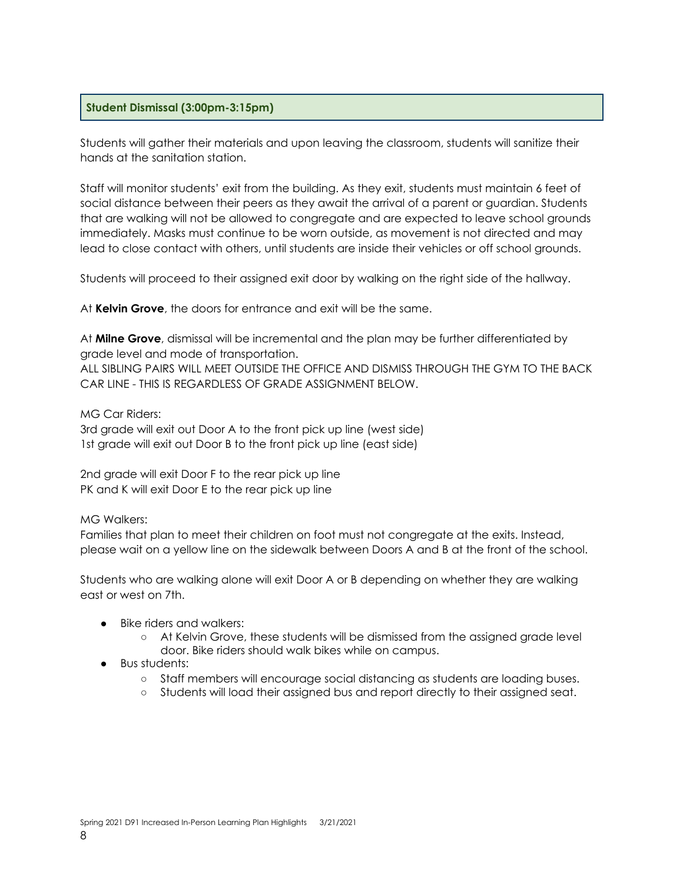## Student Dismissal (3:00pm-3:15pm)

Students will gather their materials and upon leaving the classroom, students will sanitize their hands at the sanitation station.

Staff will monitor students' exit from the building. As they exit, students must maintain 6 feet of social distance between their peers as they await the arrival of a parent or guardian. Students that are walking will not be allowed to congregate and are expected to leave school grounds immediately. Masks must continue to be worn outside, as movement is not directed and may lead to close contact with others, until students are inside their vehicles or off school grounds.

Students will proceed to their assigned exit door by walking on the right side of the hallway.

At **Kelvin Grove**, the doors for entrance and exit will be the same.

At **Milne Grove**, dismissal will be incremental and the plan may be further differentiated by grade level and mode of transportation.
ALL SIBLING PAIRS WILL MEET OUTSIDE THE OFFICE AND DISMISS THROUGH THE GYM TO THE BACK CAR LINE - THIS IS REGARDLESS OF GRADE ASSIGNMENT BELOW.

MG Car Riders:
3rd grade will exit out Door A to the front pick up line (west side)
1st grade will exit out Door B to the front pick up line (east side)

2nd grade will exit Door F to the rear pick up line
PK and K will exit Door E to the rear pick up line

MG Walkers:
Families that plan to meet their children on foot must not congregate at the exits. Instead, please wait on a yellow line on the sidewalk between Doors A and B at the front of the school.

Students who are walking alone will exit Door A or B depending on whether they are walking east or west on 7th.

- Bike riders and walkers:
  - At Kelvin Grove, these students will be dismissed from the assigned grade level door. Bike riders should walk bikes while on campus.
- Bus students:
  - Staff members will encourage social distancing as students are loading buses.
  - Students will load their assigned bus and report directly to their assigned seat.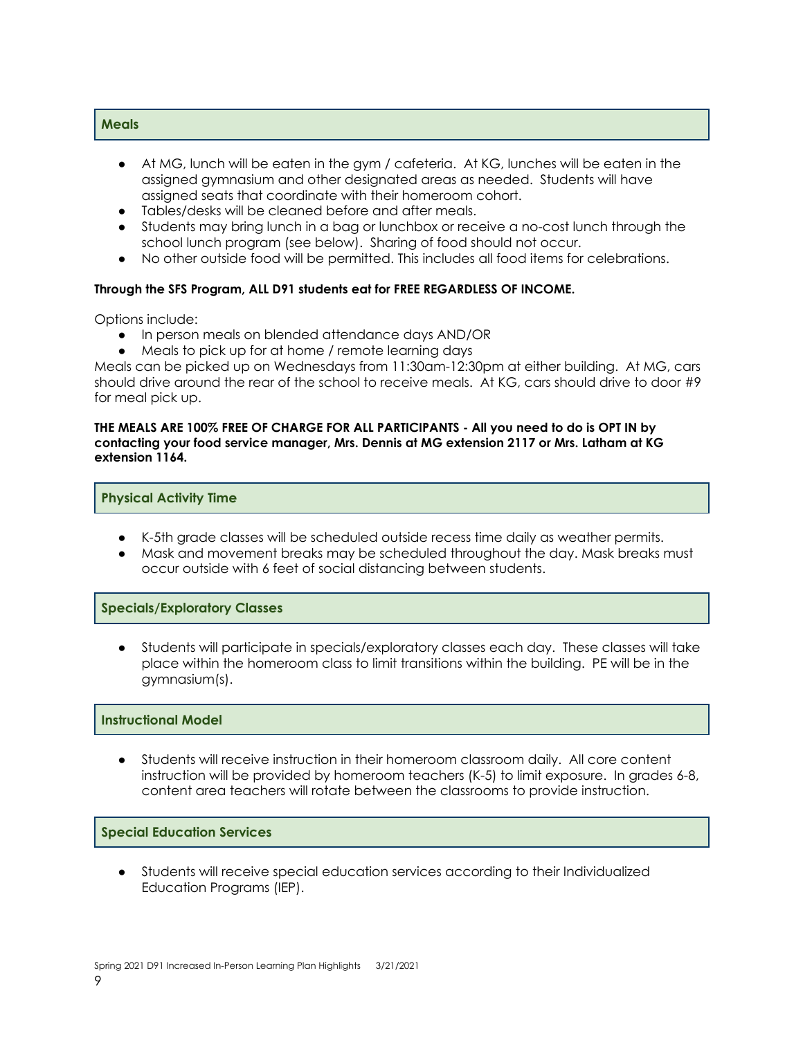## Meals

- At MG, lunch will be eaten in the gym / cafeteria. At KG, lunches will be eaten in the assigned gymnasium and other designated areas as needed. Students will have assigned seats that coordinate with their homeroom cohort.
- Tables/desks will be cleaned before and after meals.
- Students may bring lunch in a bag or lunchbox or receive a no-cost lunch through the school lunch program (see below). Sharing of food should not occur.
- No other outside food will be permitted. This includes all food items for celebrations.

**Through the SFS Program, ALL D91 students eat for FREE REGARDLESS OF INCOME.**

Options include:

- In person meals on blended attendance days AND/OR
- Meals to pick up for at home / remote learning days

Meals can be picked up on Wednesdays from 11:30am-12:30pm at either building. At MG, cars should drive around the rear of the school to receive meals. At KG, cars should drive to door #9 for meal pick up.

**THE MEALS ARE 100% FREE OF CHARGE FOR ALL PARTICIPANTS - All you need to do is OPT IN by contacting your food service manager, Mrs. Dennis at MG extension 2117 or Mrs. Latham at KG extension 1164.**

## Physical Activity Time

- K-5th grade classes will be scheduled outside recess time daily as weather permits.
- Mask and movement breaks may be scheduled throughout the day. Mask breaks must occur outside with 6 feet of social distancing between students.

## Specials/Exploratory Classes

- Students will participate in specials/exploratory classes each day. These classes will take place within the homeroom class to limit transitions within the building. PE will be in the gymnasium(s).

## Instructional Model

- Students will receive instruction in their homeroom classroom daily. All core content instruction will be provided by homeroom teachers (K-5) to limit exposure. In grades 6-8, content area teachers will rotate between the classrooms to provide instruction.

## Special Education Services

- Students will receive special education services according to their Individualized Education Programs (IEP).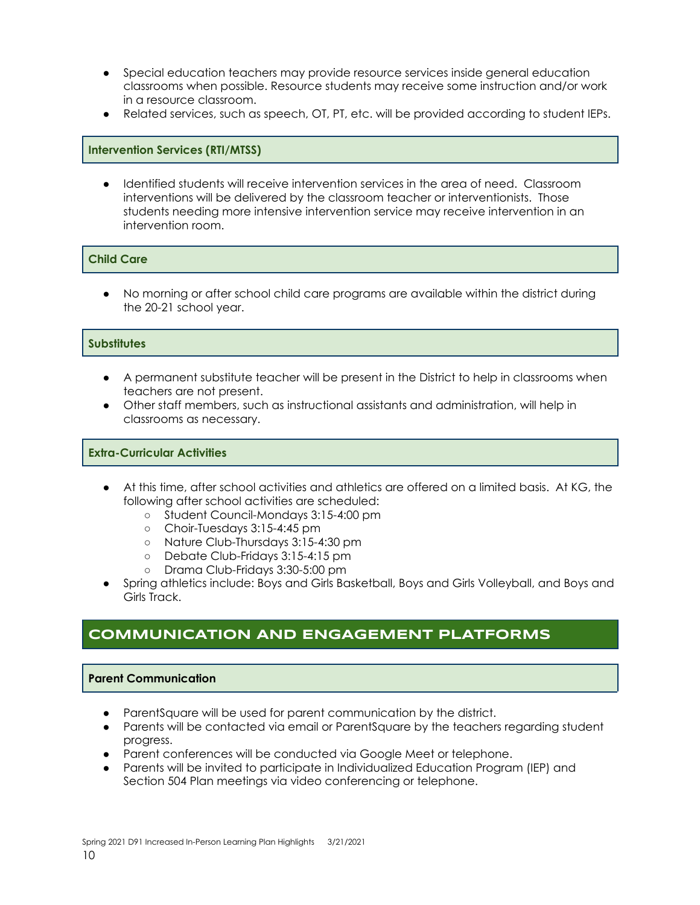- Special education teachers may provide resource services inside general education classrooms when possible. Resource students may receive some instruction and/or work in a resource classroom.
- Related services, such as speech, OT, PT, etc. will be provided according to student IEPs.

### Intervention Services (RTI/MTSS)

- Identified students will receive intervention services in the area of need. Classroom interventions will be delivered by the classroom teacher or interventionists. Those students needing more intensive intervention service may receive intervention in an intervention room.

### Child Care

- No morning or after school child care programs are available within the district during the 20-21 school year.

### Substitutes

- A permanent substitute teacher will be present in the District to help in classrooms when teachers are not present.
- Other staff members, such as instructional assistants and administration, will help in classrooms as necessary.

### Extra-Curricular Activities

- At this time, after school activities and athletics are offered on a limited basis. At KG, the following after school activities are scheduled:
    - Student Council-Mondays 3:15-4:00 pm
    - Choir-Tuesdays 3:15-4:45 pm
    - Nature Club-Thursdays 3:15-4:30 pm
    - Debate Club-Fridays 3:15-4:15 pm
    - Drama Club-Fridays 3:30-5:00 pm
- Spring athletics include: Boys and Girls Basketball, Boys and Girls Volleyball, and Boys and Girls Track.

## COMMUNICATION AND ENGAGEMENT PLATFORMS

### Parent Communication

- ParentSquare will be used for parent communication by the district.
- Parents will be contacted via email or ParentSquare by the teachers regarding student progress.
- Parent conferences will be conducted via Google Meet or telephone.
- Parents will be invited to participate in Individualized Education Program (IEP) and Section 504 Plan meetings via video conferencing or telephone.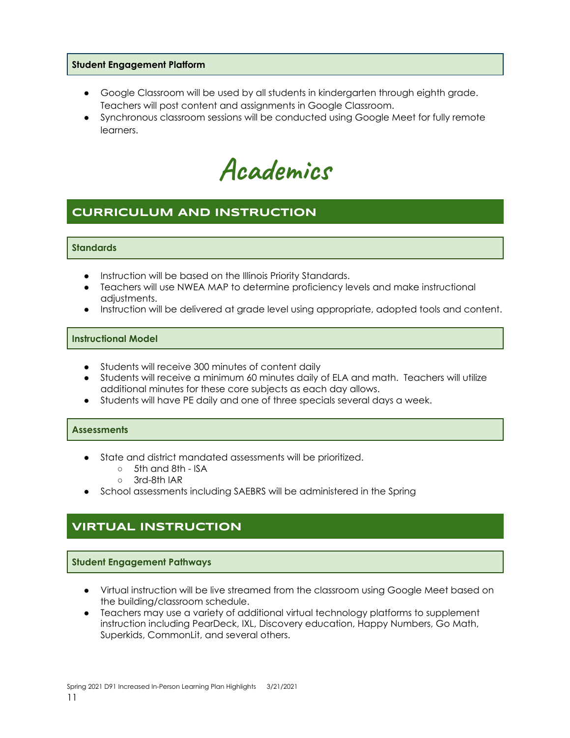### Student Engagement Platform

- Google Classroom will be used by all students in kindergarten through eighth grade. Teachers will post content and assignments in Google Classroom.
- Synchronous classroom sessions will be conducted using Google Meet for fully remote learners.

# Academics

## CURRICULUM AND INSTRUCTION

### Standards

- Instruction will be based on the Illinois Priority Standards.
- Teachers will use NWEA MAP to determine proficiency levels and make instructional adjustments.
- Instruction will be delivered at grade level using appropriate, adopted tools and content.

### Instructional Model

- Students will receive 300 minutes of content daily
- Students will receive a minimum 60 minutes daily of ELA and math. Teachers will utilize additional minutes for these core subjects as each day allows.
- Students will have PE daily and one of three specials several days a week.

### Assessments

- State and district mandated assessments will be prioritized.
  - 5th and 8th - ISA
  - 3rd-8th IAR
- School assessments including SAEBRS will be administered in the Spring

## VIRTUAL INSTRUCTION

### Student Engagement Pathways

- Virtual instruction will be live streamed from the classroom using Google Meet based on the building/classroom schedule.
- Teachers may use a variety of additional virtual technology platforms to supplement instruction including PearDeck, IXL, Discovery education, Happy Numbers, Go Math, Superkids, CommonLit, and several others.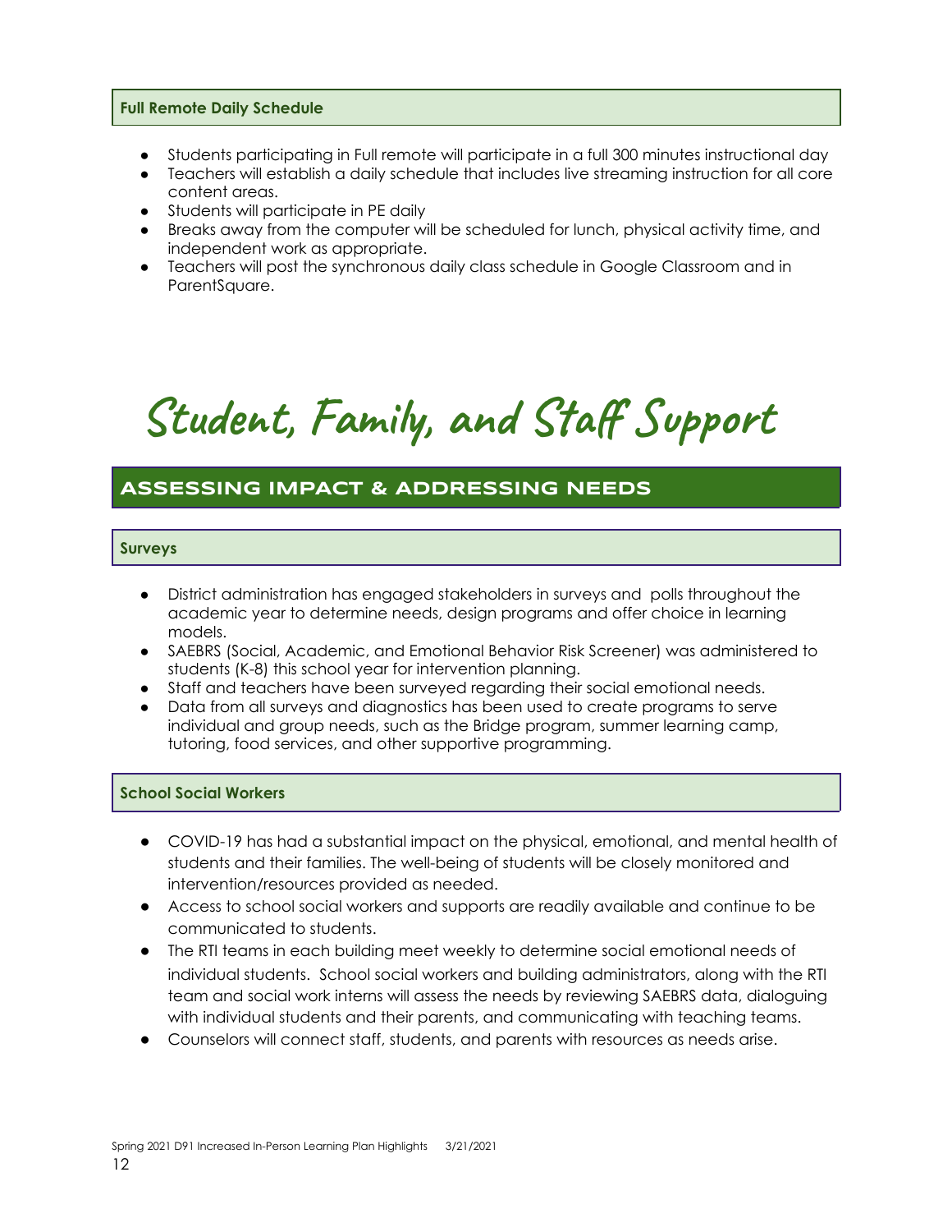### Full Remote Daily Schedule

- Students participating in Full remote will participate in a full 300 minutes instructional day
- Teachers will establish a daily schedule that includes live streaming instruction for all core content areas.
- Students will participate in PE daily
- Breaks away from the computer will be scheduled for lunch, physical activity time, and independent work as appropriate.
- Teachers will post the synchronous daily class schedule in Google Classroom and in ParentSquare.

# Student, Family, and Staff Support

## ASSESSING IMPACT & ADDRESSING NEEDS

### Surveys

- District administration has engaged stakeholders in surveys and polls throughout the academic year to determine needs, design programs and offer choice in learning models.
- SAEBRS (Social, Academic, and Emotional Behavior Risk Screener) was administered to students (K-8) this school year for intervention planning.
- Staff and teachers have been surveyed regarding their social emotional needs.
- Data from all surveys and diagnostics has been used to create programs to serve individual and group needs, such as the Bridge program, summer learning camp, tutoring, food services, and other supportive programming.

### School Social Workers

- COVID-19 has had a substantial impact on the physical, emotional, and mental health of students and their families. The well-being of students will be closely monitored and intervention/resources provided as needed.
- Access to school social workers and supports are readily available and continue to be communicated to students.
- The RTI teams in each building meet weekly to determine social emotional needs of individual students. School social workers and building administrators, along with the RTI team and social work interns will assess the needs by reviewing SAEBRS data, dialoguing with individual students and their parents, and communicating with teaching teams.
- Counselors will connect staff, students, and parents with resources as needs arise.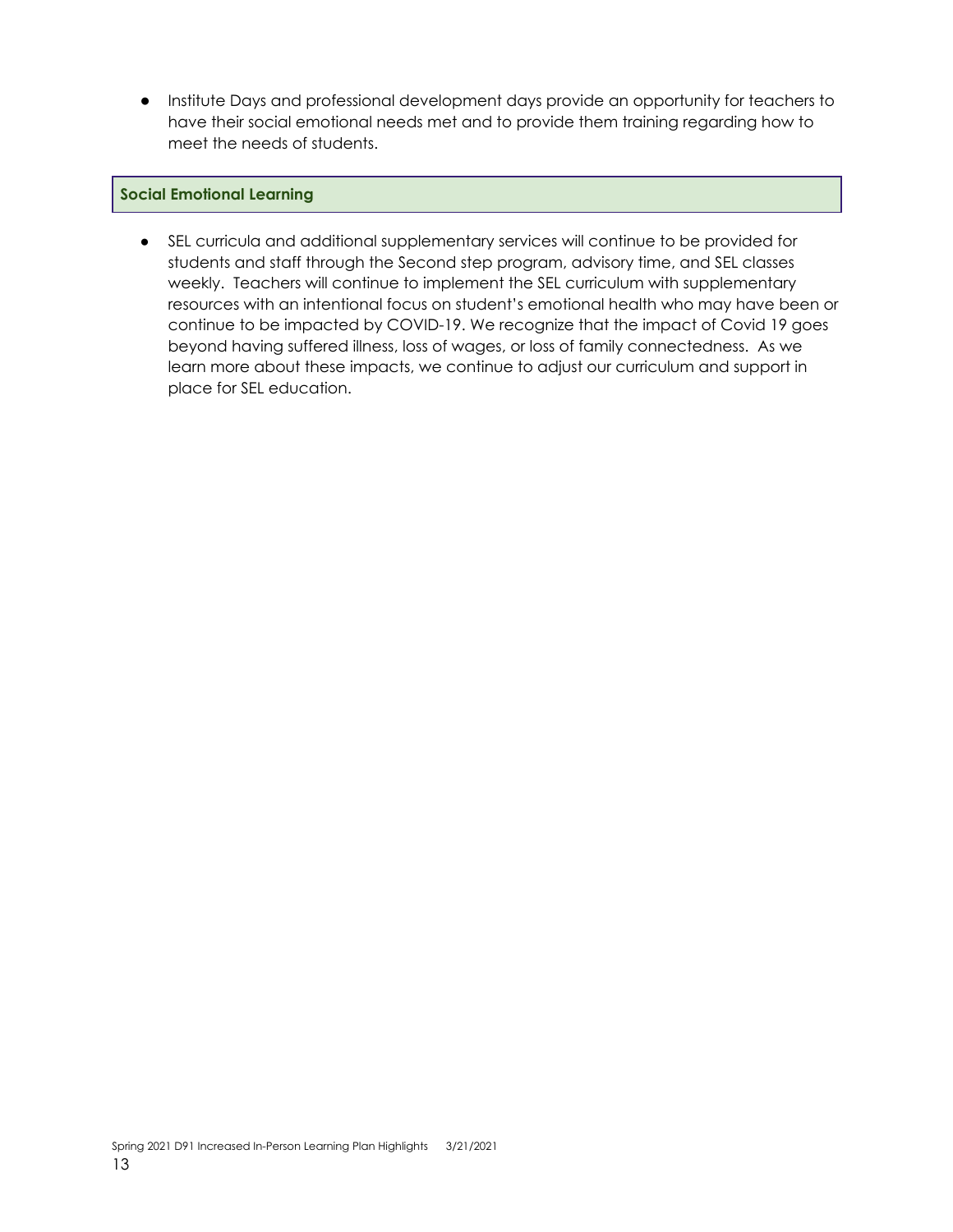- Institute Days and professional development days provide an opportunity for teachers to have their social emotional needs met and to provide them training regarding how to meet the needs of students.

### Social Emotional Learning

- SEL curricula and additional supplementary services will continue to be provided for students and staff through the Second step program, advisory time, and SEL classes weekly. Teachers will continue to implement the SEL curriculum with supplementary resources with an intentional focus on student's emotional health who may have been or continue to be impacted by COVID-19. We recognize that the impact of Covid 19 goes beyond having suffered illness, loss of wages, or loss of family connectedness. As we learn more about these impacts, we continue to adjust our curriculum and support in place for SEL education.